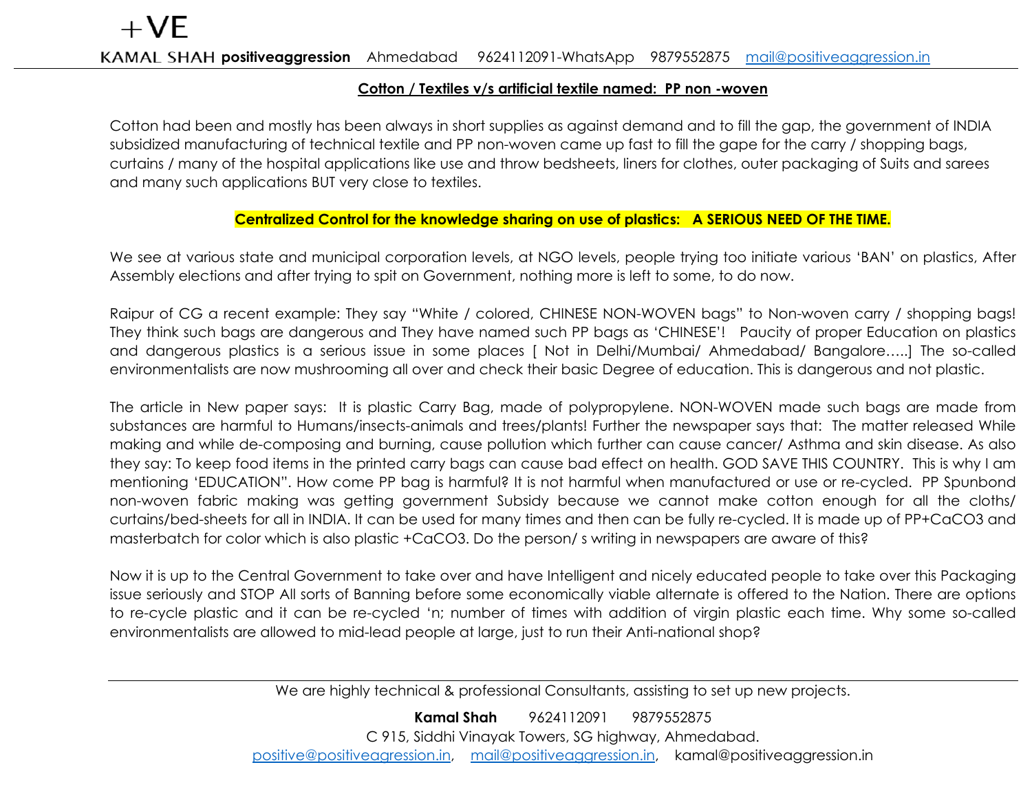+VE

KAMAL SHAH **positiveaggression** Ahmedabad 9624112091-WhatsApp 9879552875 mail@positiveaggression.in

## Cotton / Textiles v/s artificial textile named: PP non -woven

Cotton had been and mostly has been always in short supplies as against demand and to fill the gap, the government of INDIA subsidized manufacturing of technical textile and PP non-woven came up fast to fill the gape for the carry / shopping bags, curtains / many of the hospital applications like use and throw bedsheets, liners for clothes, outer packaging of Suits and sarees and many such applications BUT very close to textiles.

**Centralized Control for the knowledge sharing on use of plastics: A SERIOUS NEED OF THE TIME.**

We see at various state and municipal corporation levels, at NGO levels, people trying too initiate various 'BAN' on plastics, After Assembly elections and after trying to spit on Government, nothing more is left to some, to do now.

Raipur of CG a recent example: They say "White / colored, CHINESE NON-WOVEN bags" to Non-woven carry / shopping bags! They think such bags are dangerous and They have named such PP bags as 'CHINESE'! Paucity of proper Education on plastics and dangerous plastics is a serious issue in some places [ Not in Delhi/Mumbai/ Ahmedabad/ Bangalore…..] The so-called environmentalists are now mushrooming all over and check their basic Degree of education. This is dangerous and not plastic.

The article in New paper says: It is plastic Carry Bag, made of polypropylene. NON-WOVEN made such bags are made from substances are harmful to Humans/insects-animals and trees/plants! Further the newspaper says that: The matter released While making and while de-composing and burning, cause pollution which further can cause cancer/ Asthma and skin disease. As also they say: To keep food items in the printed carry bags can cause bad effect on health. GOD SAVE THIS COUNTRY. This is why I am mentioning 'EDUCATION". How come PP bag is harmful? It is not harmful when manufactured or use or re-cycled. PP Spunbond non-woven fabric making was getting government Subsidy because we cannot make cotton enough for all the cloths/ curtains/bed-sheets for all in INDIA. It can be used for many times and then can be fully re-cycled. It is made up of PP+$CaCO_3$ and masterbatch for color which is also plastic +$CaCO_3$. Do the person/ s writing in newspapers are aware of this?

Now it is up to the Central Government to take over and have Intelligent and nicely educated people to take over this Packaging issue seriously and STOP All sorts of Banning before some economically viable alternate is offered to the Nation. There are options to re-cycle plastic and it can be re-cycled 'n; number of times with addition of virgin plastic each time. Why some so-called environmentalists are allowed to mid-lead people at large, just to run their Anti-national shop?

---

We are highly technical & professional Consultants, assisting to set up new projects.

**Kamal Shah** 9624112091 9879552875
C 915, Siddhi Vinayak Towers, SG highway, Ahmedabad.
positive@positiveagression.in, mail@positiveaggression.in, kamal@positiveaggression.in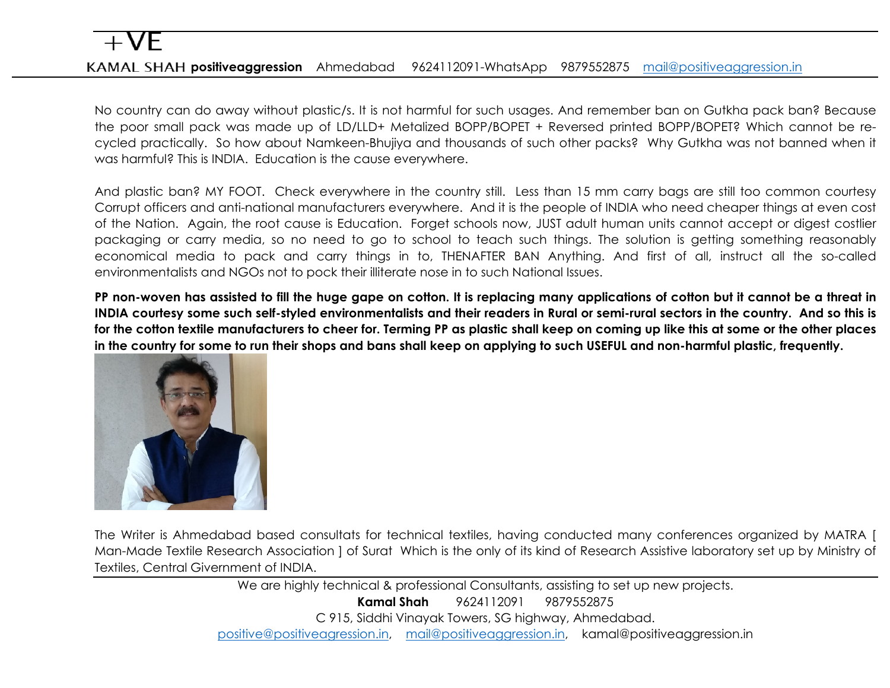No country can do away without plastic/s. It is not harmful for such usages. And remember ban on Gutkha pack ban? Because the poor small pack was made up of LD/LLD+ Metalized BOPP/BOPET + Reversed printed BOPP/BOPET? Which cannot be re-cycled practically. So how about Namkeen-Bhujiya and thousands of such other packs? Why Gutkha was not banned when it was harmful? This is INDIA. Education is the cause everywhere.

And plastic ban? MY FOOT. Check everywhere in the country still. Less than 15 mm carry bags are still too common courtesy Corrupt officers and anti-national manufacturers everywhere. And it is the people of INDIA who need cheaper things at even cost of the Nation. Again, the root cause is Education. Forget schools now, JUST adult human units cannot accept or digest costlier packaging or carry media, so no need to go to school to teach such things. The solution is getting something reasonably economical media to pack and carry things in to, THENAFTER BAN Anything. And first of all, instruct all the so-called environmentalists and NGOs not to pock their illiterate nose in to such National Issues.

**PP non-woven has assisted to fill the huge gape on cotton. It is replacing many applications of cotton but it cannot be a threat in INDIA courtesy some such self-styled environmentalists and their readers in Rural or semi-rural sectors in the country. And so this is for the cotton textile manufacturers to cheer for. Terming PP as plastic shall keep on coming up like this at some or the other places in the country for some to run their shops and bans shall keep on applying to such USEFUL and non-harmful plastic, frequently.**

The Writer is Ahmedabad based consultats for technical textiles, having conducted many conferences organized by MATRA [ Man-Made Textile Research Association ] of Surat Which is the only of its kind of Research Assistive laboratory set up by Ministry of Textiles, Central Givernment of INDIA.

We are highly technical & professional Consultants, assisting to set up new projects.

**Kamal Shah** 9624112091 9879552875

C 915, Siddhi Vinayak Towers, SG highway, Ahmedabad.

positive@positiveagression.in, mail@positiveaggression.in, kamal@positiveaggression.in